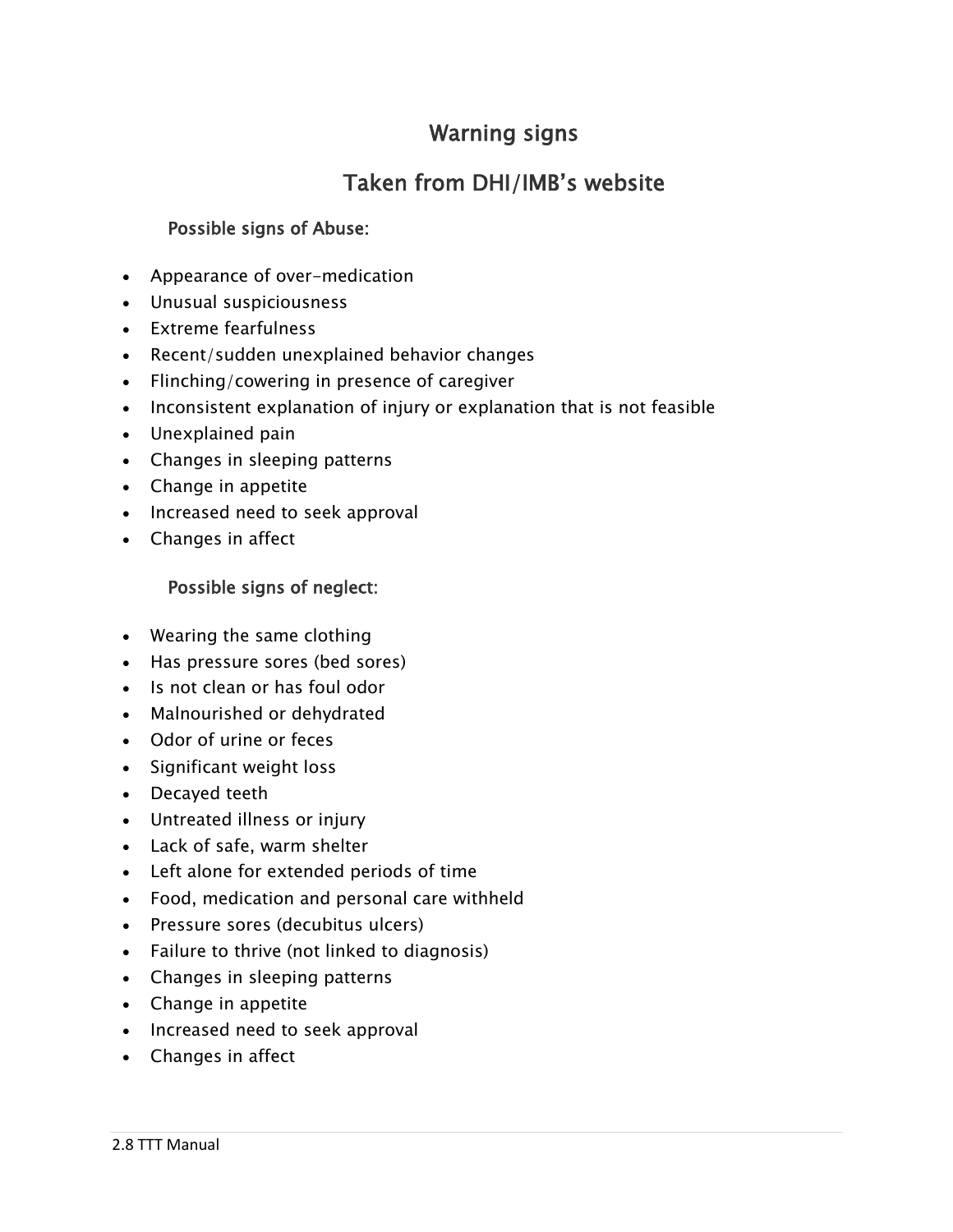# Warning signs

## Taken from DHI/IMB's website

### Possible signs of Abuse:

- Appearance of over-medication
- Unusual suspiciousness
- Extreme fearfulness
- Recent/sudden unexplained behavior changes
- Flinching/cowering in presence of caregiver
- Inconsistent explanation of injury or explanation that is not feasible
- Unexplained pain
- Changes in sleeping patterns
- Change in appetite
- Increased need to seek approval
- Changes in affect

### Possible signs of neglect:

- Wearing the same clothing
- Has pressure sores (bed sores)
- Is not clean or has foul odor
- Malnourished or dehydrated
- Odor of urine or feces
- Significant weight loss
- Decayed teeth
- Untreated illness or injury
- Lack of safe, warm shelter
- Left alone for extended periods of time
- Food, medication and personal care withheld
- Pressure sores (decubitus ulcers)
- Failure to thrive (not linked to diagnosis)
- Changes in sleeping patterns
- Change in appetite
- Increased need to seek approval
- Changes in affect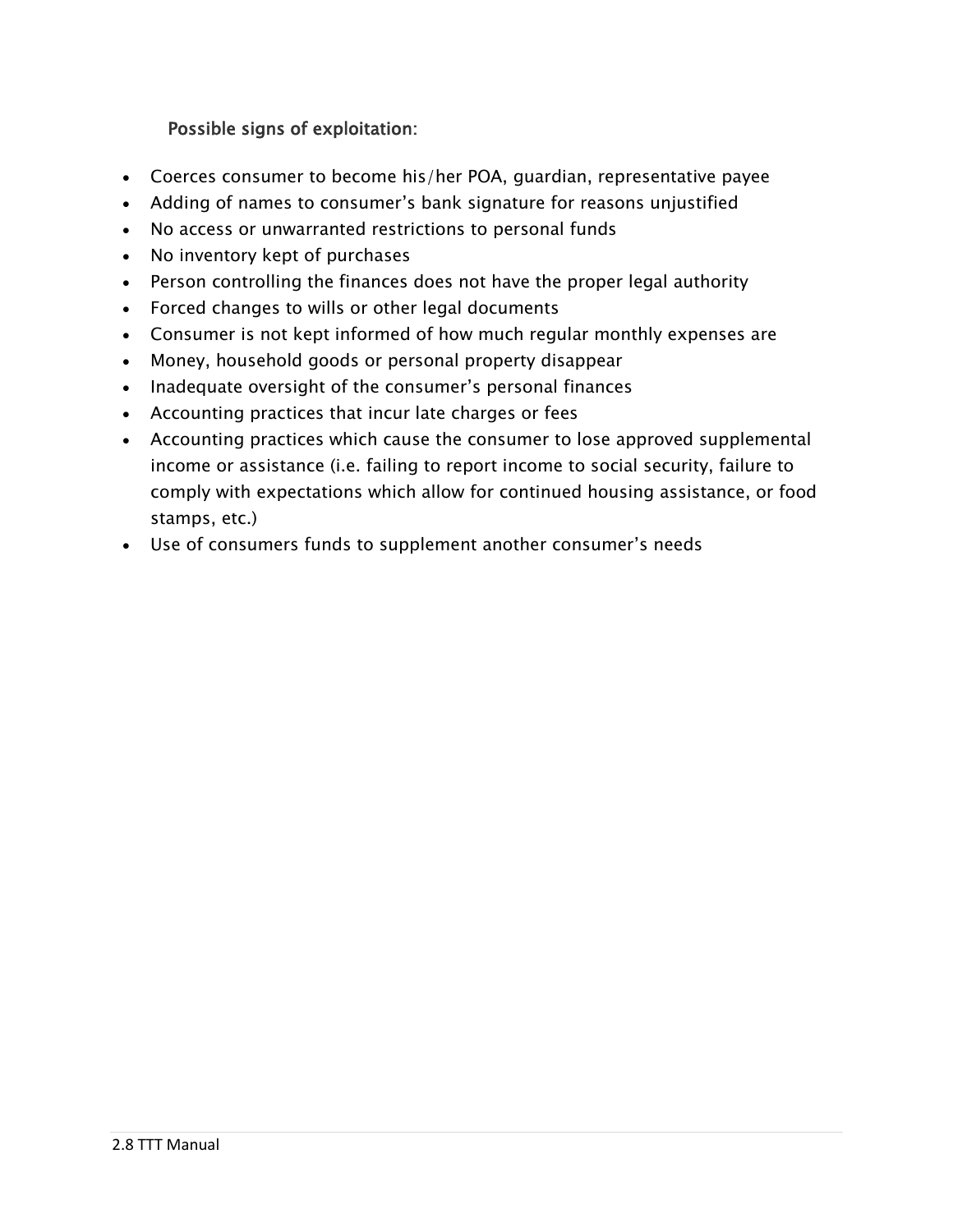**Possible signs of exploitation:**

- Coerces consumer to become his/her POA, guardian, representative payee
- Adding of names to consumer's bank signature for reasons unjustified
- No access or unwarranted restrictions to personal funds
- No inventory kept of purchases
- Person controlling the finances does not have the proper legal authority
- Forced changes to wills or other legal documents
- Consumer is not kept informed of how much regular monthly expenses are
- Money, household goods or personal property disappear
- Inadequate oversight of the consumer's personal finances
- Accounting practices that incur late charges or fees
- Accounting practices which cause the consumer to lose approved supplemental income or assistance (i.e. failing to report income to social security, failure to comply with expectations which allow for continued housing assistance, or food stamps, etc.)
- Use of consumers funds to supplement another consumer's needs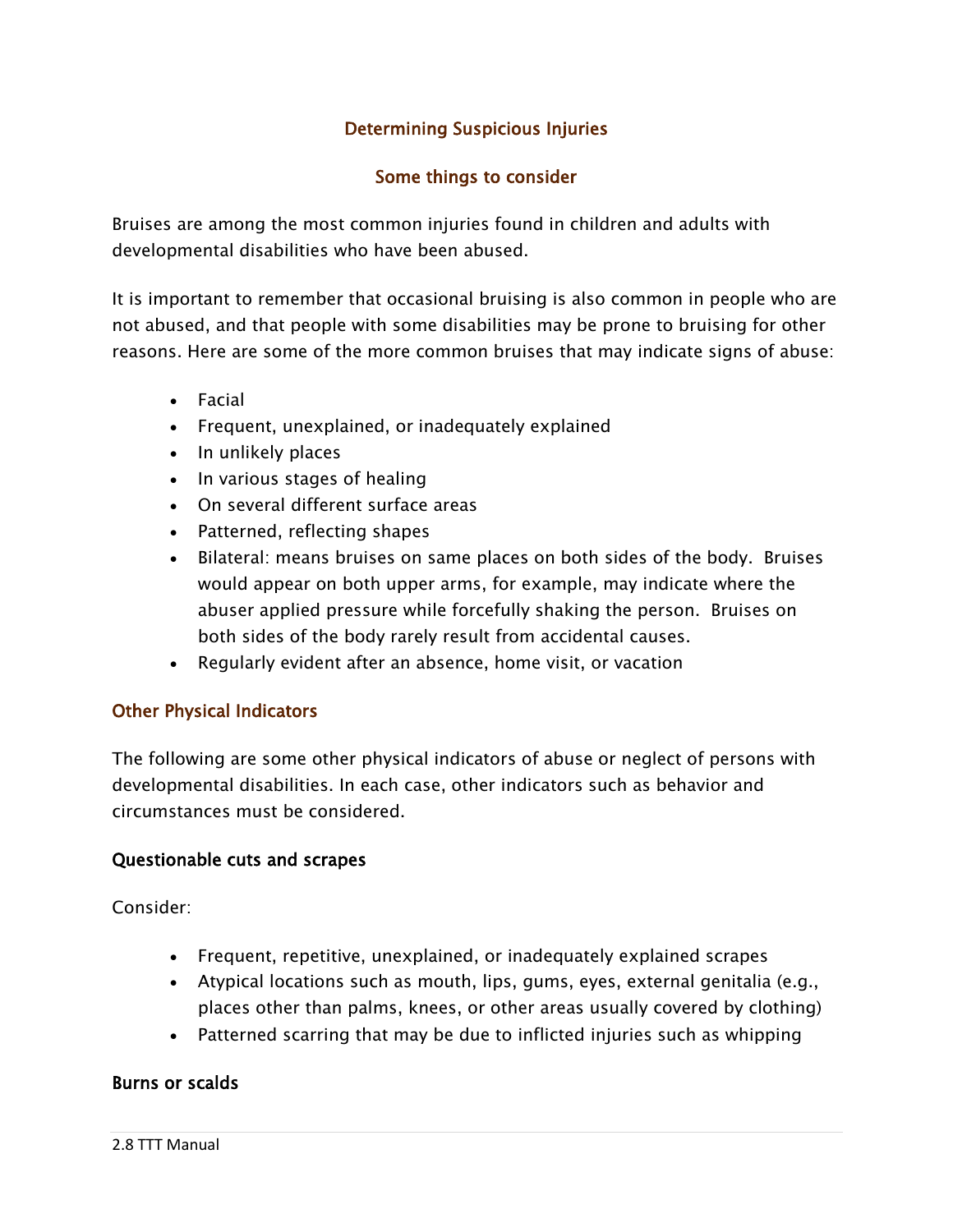## Determining Suspicious Injuries

### Some things to consider

Bruises are among the most common injuries found in children and adults with developmental disabilities who have been abused.

It is important to remember that occasional bruising is also common in people who are not abused, and that people with some disabilities may be prone to bruising for other reasons. Here are some of the more common bruises that may indicate signs of abuse:

- Facial
- Frequent, unexplained, or inadequately explained
- In unlikely places
- In various stages of healing
- On several different surface areas
- Patterned, reflecting shapes
- Bilateral: means bruises on same places on both sides of the body. Bruises would appear on both upper arms, for example, may indicate where the abuser applied pressure while forcefully shaking the person. Bruises on both sides of the body rarely result from accidental causes.
- Regularly evident after an absence, home visit, or vacation

## Other Physical Indicators

The following are some other physical indicators of abuse or neglect of persons with developmental disabilities. In each case, other indicators such as behavior and circumstances must be considered.

### Questionable cuts and scrapes

Consider:

- Frequent, repetitive, unexplained, or inadequately explained scrapes
- Atypical locations such as mouth, lips, gums, eyes, external genitalia (e.g., places other than palms, knees, or other areas usually covered by clothing)
- Patterned scarring that may be due to inflicted injuries such as whipping

### Burns or scalds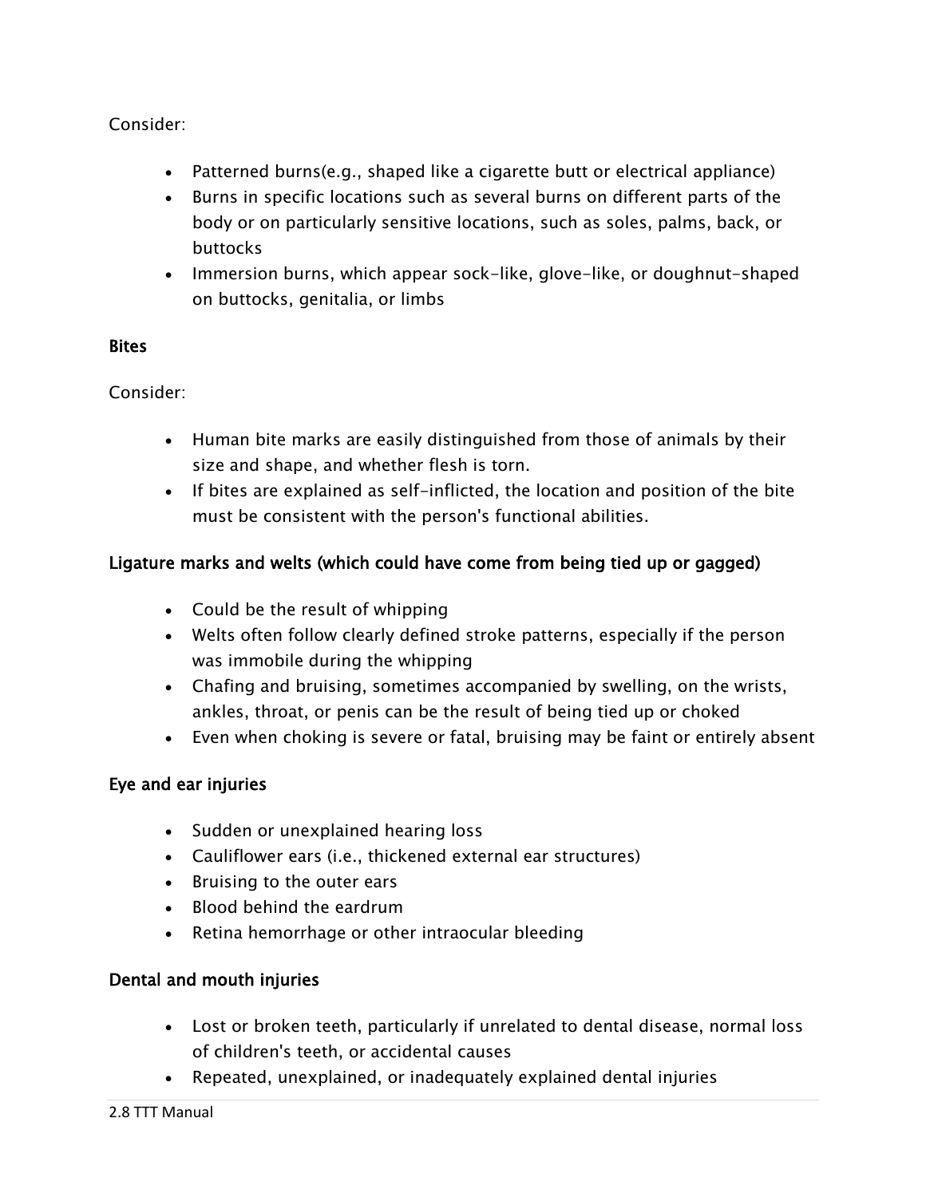Consider:

- Patterned burns(e.g., shaped like a cigarette butt or electrical appliance)
- Burns in specific locations such as several burns on different parts of the body or on particularly sensitive locations, such as soles, palms, back, or buttocks
- Immersion burns, which appear sock-like, glove-like, or doughnut-shaped on buttocks, genitalia, or limbs

### Bites

Consider:

- Human bite marks are easily distinguished from those of animals by their size and shape, and whether flesh is torn.
- If bites are explained as self-inflicted, the location and position of the bite must be consistent with the person's functional abilities.

### Ligature marks and welts (which could have come from being tied up or gagged)

- Could be the result of whipping
- Welts often follow clearly defined stroke patterns, especially if the person was immobile during the whipping
- Chafing and bruising, sometimes accompanied by swelling, on the wrists, ankles, throat, or penis can be the result of being tied up or choked
- Even when choking is severe or fatal, bruising may be faint or entirely absent

### Eye and ear injuries

- Sudden or unexplained hearing loss
- Cauliflower ears (i.e., thickened external ear structures)
- Bruising to the outer ears
- Blood behind the eardrum
- Retina hemorrhage or other intraocular bleeding

### Dental and mouth injuries

- Lost or broken teeth, particularly if unrelated to dental disease, normal loss of children's teeth, or accidental causes
- Repeated, unexplained, or inadequately explained dental injuries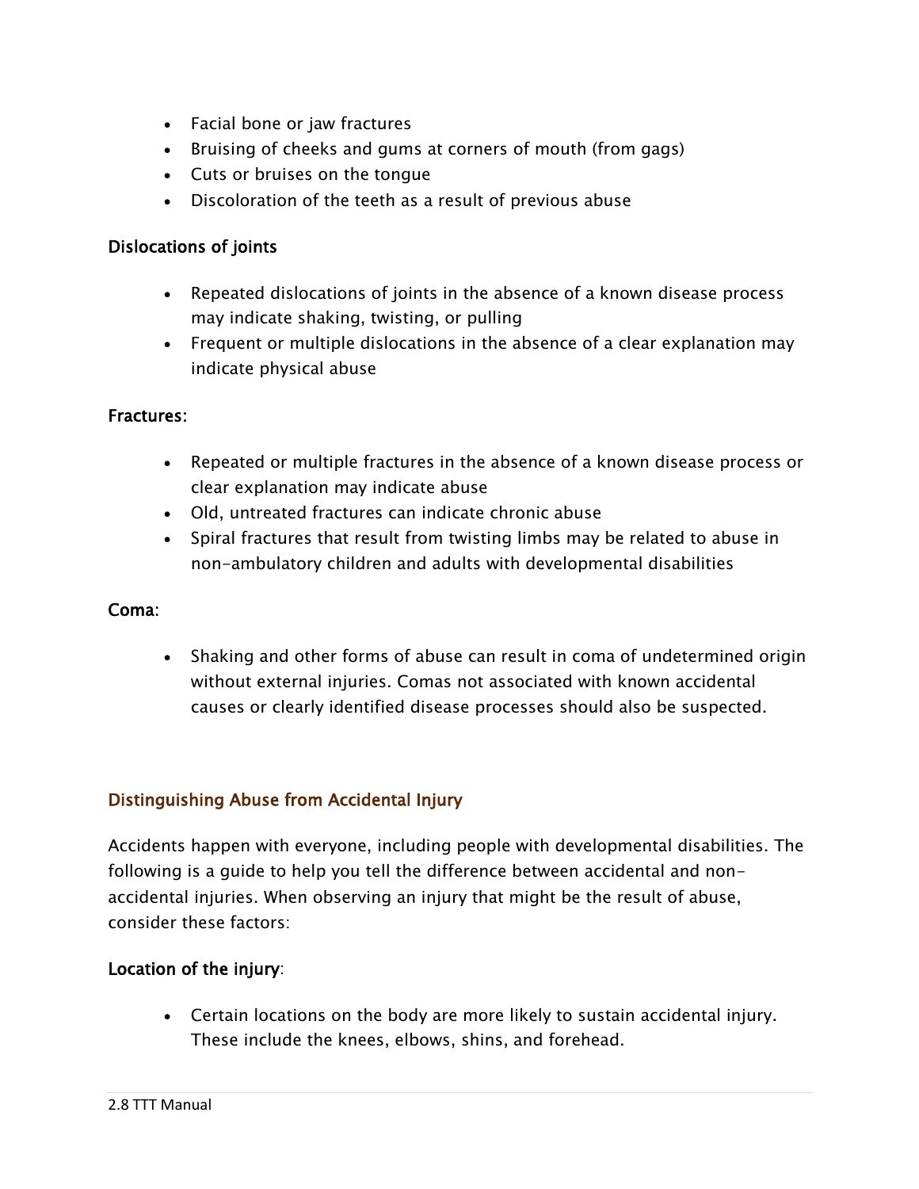- Facial bone or jaw fractures
- Bruising of cheeks and gums at corners of mouth (from gags)
- Cuts or bruises on the tongue
- Discoloration of the teeth as a result of previous abuse

**Dislocations of joints**

- Repeated dislocations of joints in the absence of a known disease process may indicate shaking, twisting, or pulling
- Frequent or multiple dislocations in the absence of a clear explanation may indicate physical abuse

**Fractures**:

- Repeated or multiple fractures in the absence of a known disease process or clear explanation may indicate abuse
- Old, untreated fractures can indicate chronic abuse
- Spiral fractures that result from twisting limbs may be related to abuse in non-ambulatory children and adults with developmental disabilities

**Coma**:

- Shaking and other forms of abuse can result in coma of undetermined origin without external injuries. Comas not associated with known accidental causes or clearly identified disease processes should also be suspected.

## Distinguishing Abuse from Accidental Injury

Accidents happen with everyone, including people with developmental disabilities. The following is a guide to help you tell the difference between accidental and non-accidental injuries. When observing an injury that might be the result of abuse, consider these factors:

**Location of the injury**:

- Certain locations on the body are more likely to sustain accidental injury. These include the knees, elbows, shins, and forehead.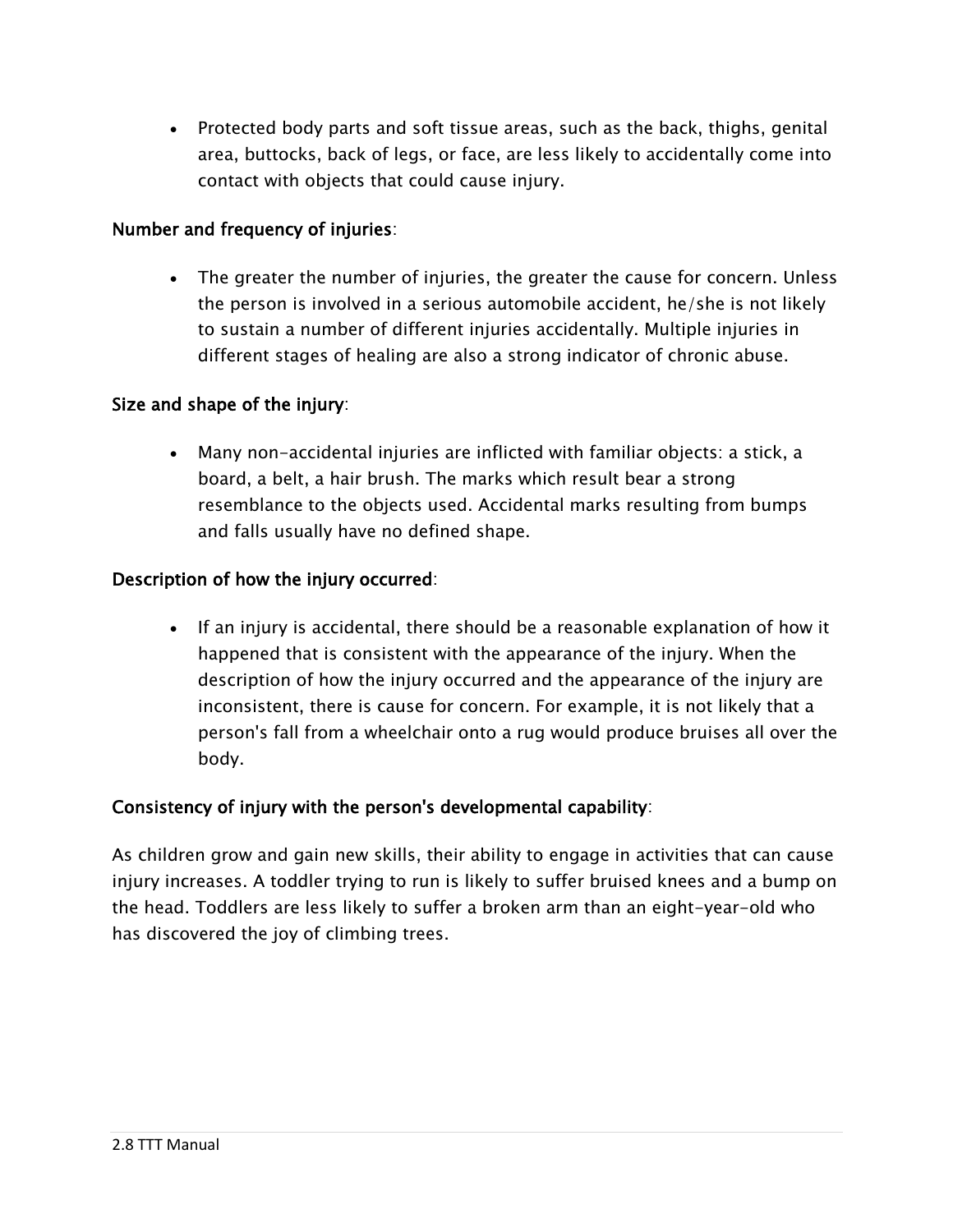- Protected body parts and soft tissue areas, such as the back, thighs, genital area, buttocks, back of legs, or face, are less likely to accidentally come into contact with objects that could cause injury.

**Number and frequency of injuries**:

- The greater the number of injuries, the greater the cause for concern. Unless the person is involved in a serious automobile accident, he/she is not likely to sustain a number of different injuries accidentally. Multiple injuries in different stages of healing are also a strong indicator of chronic abuse.

**Size and shape of the injury**:

- Many non-accidental injuries are inflicted with familiar objects: a stick, a board, a belt, a hair brush. The marks which result bear a strong resemblance to the objects used. Accidental marks resulting from bumps and falls usually have no defined shape.

**Description of how the injury occurred**:

- If an injury is accidental, there should be a reasonable explanation of how it happened that is consistent with the appearance of the injury. When the description of how the injury occurred and the appearance of the injury are inconsistent, there is cause for concern. For example, it is not likely that a person's fall from a wheelchair onto a rug would produce bruises all over the body.

**Consistency of injury with the person's developmental capability**:

As children grow and gain new skills, their ability to engage in activities that can cause injury increases. A toddler trying to run is likely to suffer bruised knees and a bump on the head. Toddlers are less likely to suffer a broken arm than an eight-year-old who has discovered the joy of climbing trees.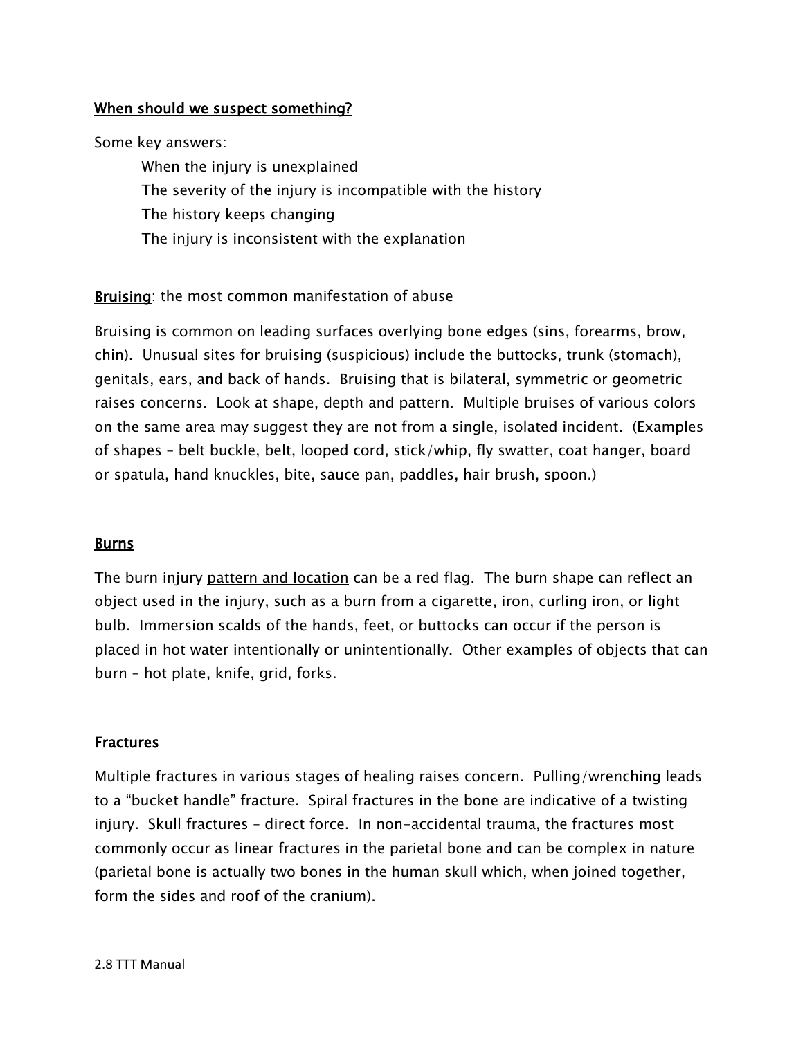<u>**When should we suspect something?**</u>

Some key answers:

When the injury is unexplained
The severity of the injury is incompatible with the history
The history keeps changing
The injury is inconsistent with the explanation

<u>**Bruising**</u>: the most common manifestation of abuse

Bruising is common on leading surfaces overlying bone edges (sins, forearms, brow, chin). Unusual sites for bruising (suspicious) include the buttocks, trunk (stomach), genitals, ears, and back of hands. Bruising that is bilateral, symmetric or geometric raises concerns. Look at shape, depth and pattern. Multiple bruises of various colors on the same area may suggest they are not from a single, isolated incident. (Examples of shapes – belt buckle, belt, looped cord, stick/whip, fly swatter, coat hanger, board or spatula, hand knuckles, bite, sauce pan, paddles, hair brush, spoon.)

<u>**Burns**</u>

The burn injury <u>pattern and location</u> can be a red flag. The burn shape can reflect an object used in the injury, such as a burn from a cigarette, iron, curling iron, or light bulb. Immersion scalds of the hands, feet, or buttocks can occur if the person is placed in hot water intentionally or unintentionally. Other examples of objects that can burn – hot plate, knife, grid, forks.

<u>**Fractures**</u>

Multiple fractures in various stages of healing raises concern. Pulling/wrenching leads to a "bucket handle" fracture. Spiral fractures in the bone are indicative of a twisting injury. Skull fractures – direct force. In non-accidental trauma, the fractures most commonly occur as linear fractures in the parietal bone and can be complex in nature (parietal bone is actually two bones in the human skull which, when joined together, form the sides and roof of the cranium).